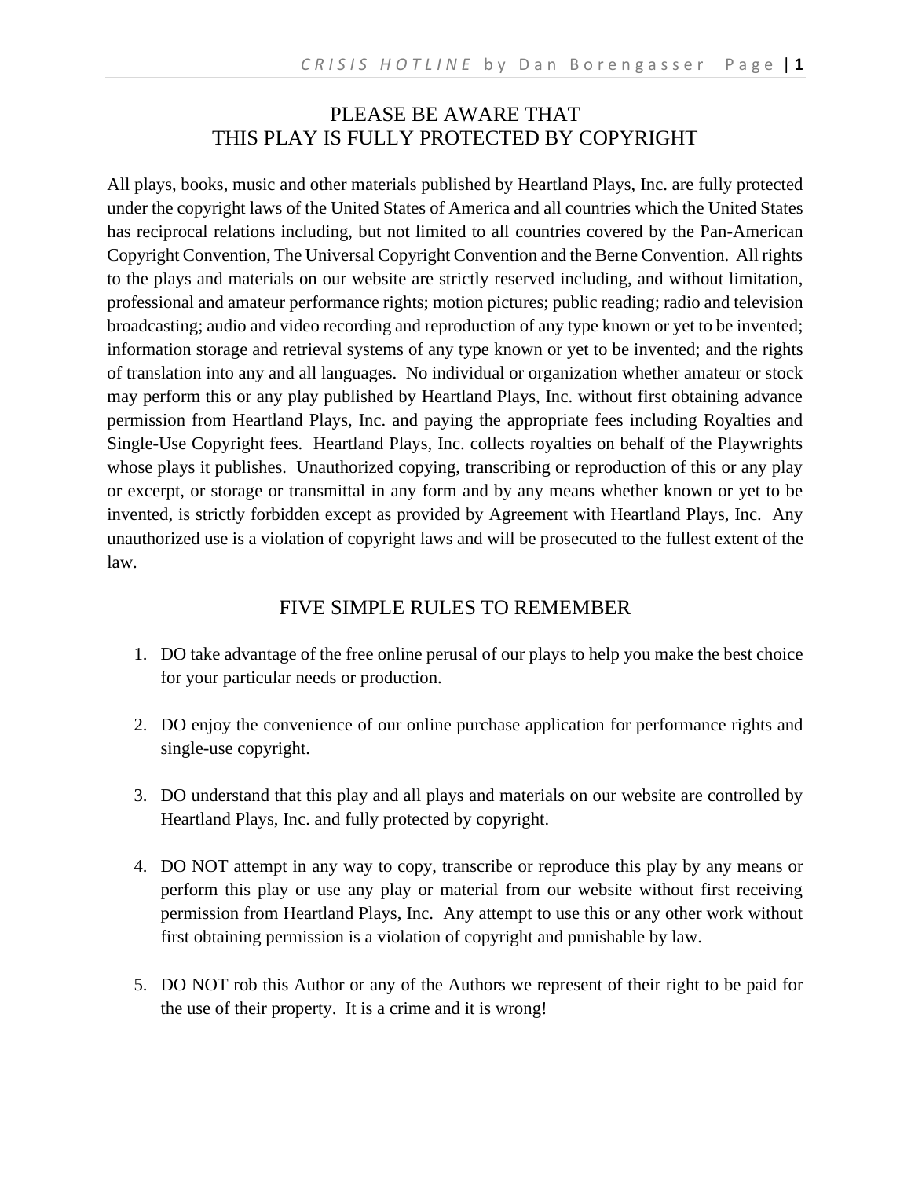# PLEASE BE AWARE THAT
# THIS PLAY IS FULLY PROTECTED BY COPYRIGHT

All plays, books, music and other materials published by Heartland Plays, Inc. are fully protected under the copyright laws of the United States of America and all countries which the United States has reciprocal relations including, but not limited to all countries covered by the Pan-American Copyright Convention, The Universal Copyright Convention and the Berne Convention. All rights to the plays and materials on our website are strictly reserved including, and without limitation, professional and amateur performance rights; motion pictures; public reading; radio and television broadcasting; audio and video recording and reproduction of any type known or yet to be invented; information storage and retrieval systems of any type known or yet to be invented; and the rights of translation into any and all languages. No individual or organization whether amateur or stock may perform this or any play published by Heartland Plays, Inc. without first obtaining advance permission from Heartland Plays, Inc. and paying the appropriate fees including Royalties and Single-Use Copyright fees. Heartland Plays, Inc. collects royalties on behalf of the Playwrights whose plays it publishes. Unauthorized copying, transcribing or reproduction of this or any play or excerpt, or storage or transmittal in any form and by any means whether known or yet to be invented, is strictly forbidden except as provided by Agreement with Heartland Plays, Inc. Any unauthorized use is a violation of copyright laws and will be prosecuted to the fullest extent of the law.

## FIVE SIMPLE RULES TO REMEMBER

1. DO take advantage of the free online perusal of our plays to help you make the best choice for your particular needs or production.

2. DO enjoy the convenience of our online purchase application for performance rights and single-use copyright.

3. DO understand that this play and all plays and materials on our website are controlled by Heartland Plays, Inc. and fully protected by copyright.

4. DO NOT attempt in any way to copy, transcribe or reproduce this play by any means or perform this play or use any play or material from our website without first receiving permission from Heartland Plays, Inc. Any attempt to use this or any other work without first obtaining permission is a violation of copyright and punishable by law.

5. DO NOT rob this Author or any of the Authors we represent of their right to be paid for the use of their property. It is a crime and it is wrong!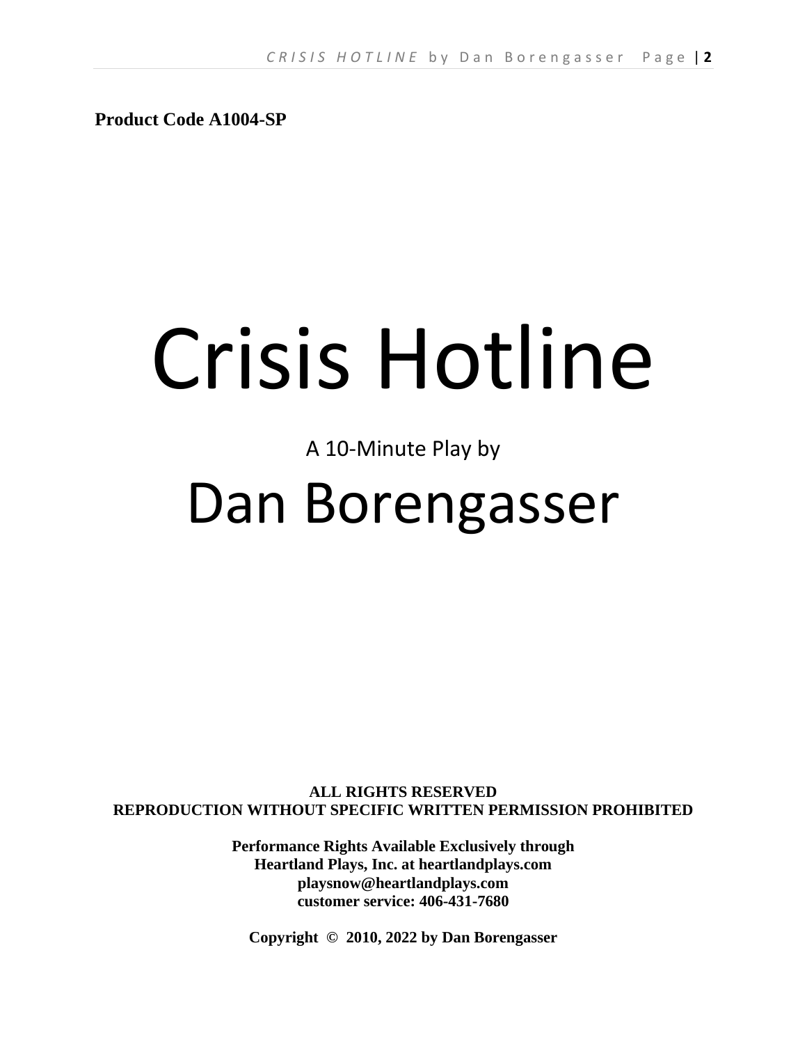**Product Code A1004-SP**

# Crisis Hotline

A 10-Minute Play by

# Dan Borengasser

**ALL RIGHTS RESERVED**
**REPRODUCTION WITHOUT SPECIFIC WRITTEN PERMISSION PROHIBITED**

**Performance Rights Available Exclusively through**
**Heartland Plays, Inc. at heartlandplays.com**
**playsnow@heartlandplays.com**
**customer service: 406-431-7680**

**Copyright © 2010, 2022 by Dan Borengasser**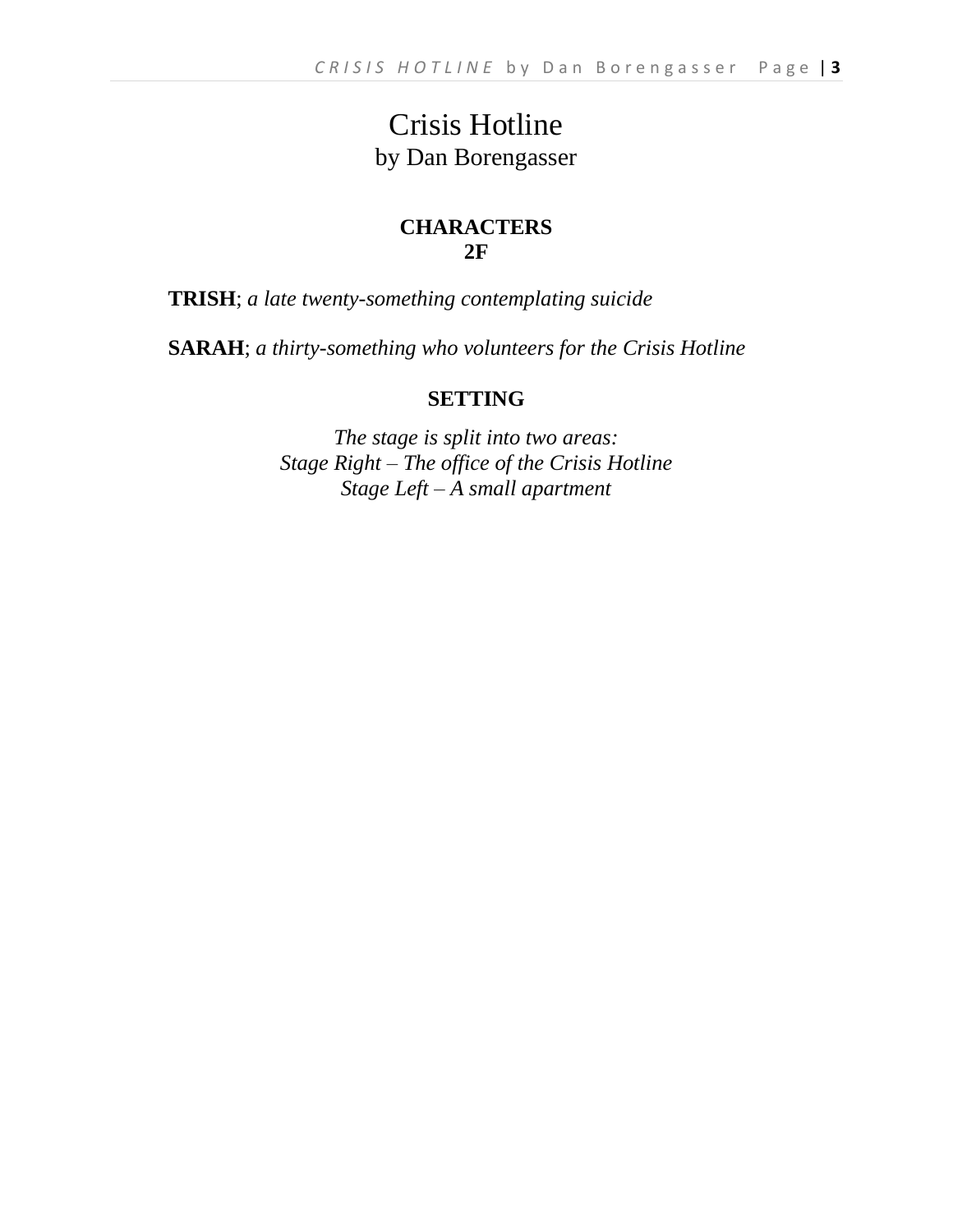# Crisis Hotline

by Dan Borengasser

**CHARACTERS**
**2F**

**TRISH**; *a late twenty-something contemplating suicide*

**SARAH**; *a thirty-something who volunteers for the Crisis Hotline*

**SETTING**

*The stage is split into two areas:*
*Stage Right – The office of the Crisis Hotline*
*Stage Left – A small apartment*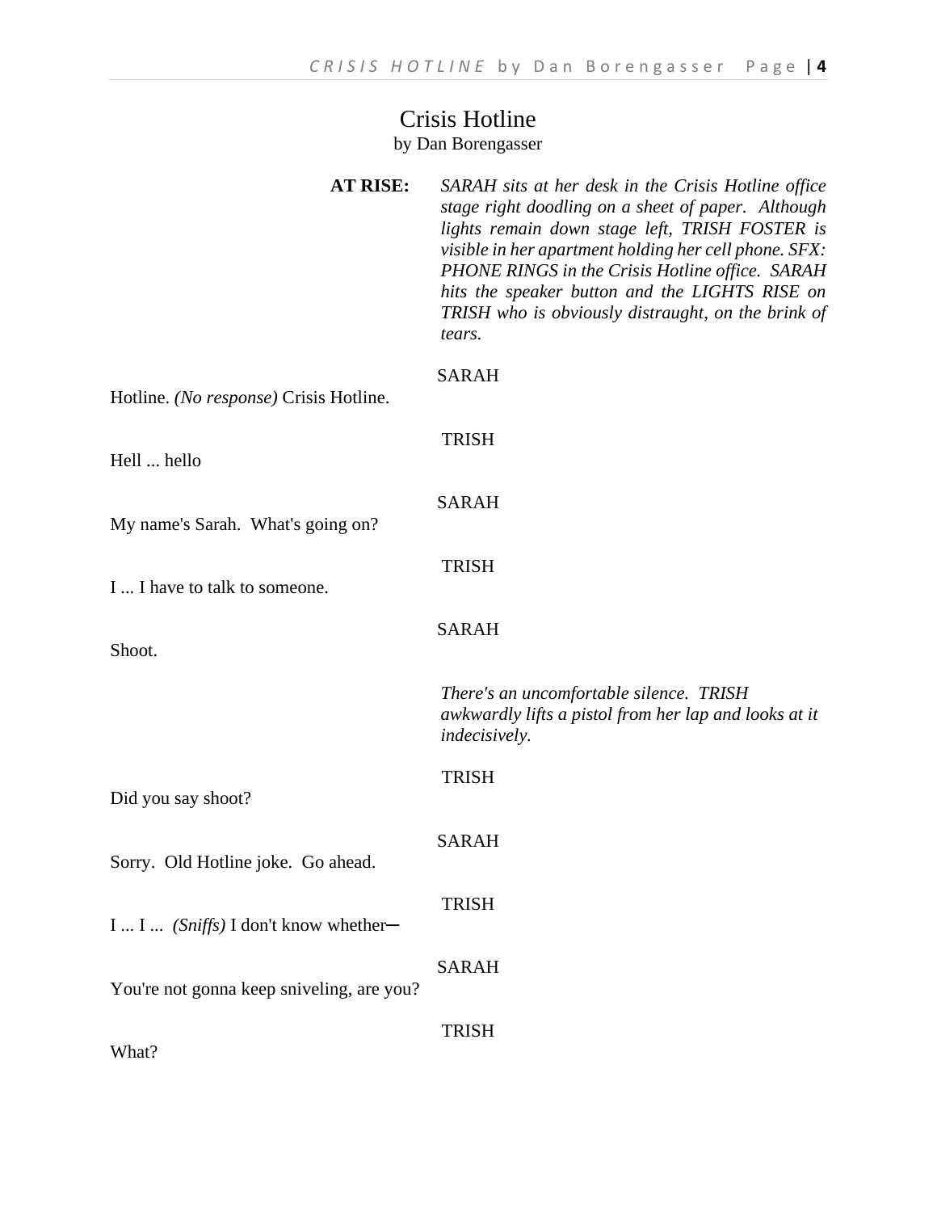# Crisis Hotline

by Dan Borengasser

**AT RISE:** *SARAH sits at her desk in the Crisis Hotline office stage right doodling on a sheet of paper. Although lights remain down stage left, TRISH FOSTER is visible in her apartment holding her cell phone. SFX: PHONE RINGS in the Crisis Hotline office. SARAH hits the speaker button and the LIGHTS RISE on TRISH who is obviously distraught, on the brink of tears.*

SARAH

Hotline. *(No response)* Crisis Hotline.

TRISH

Hell ... hello

SARAH

My name's Sarah. What's going on?

TRISH

I ... I have to talk to someone.

SARAH

Shoot.

*There's an uncomfortable silence. TRISH awkwardly lifts a pistol from her lap and looks at it indecisively.*

TRISH

Did you say shoot?

SARAH

Sorry. Old Hotline joke. Go ahead.

TRISH

I ... I ... *(Sniffs)* I don't know whether—

SARAH

You're not gonna keep sniveling, are you?

TRISH

What?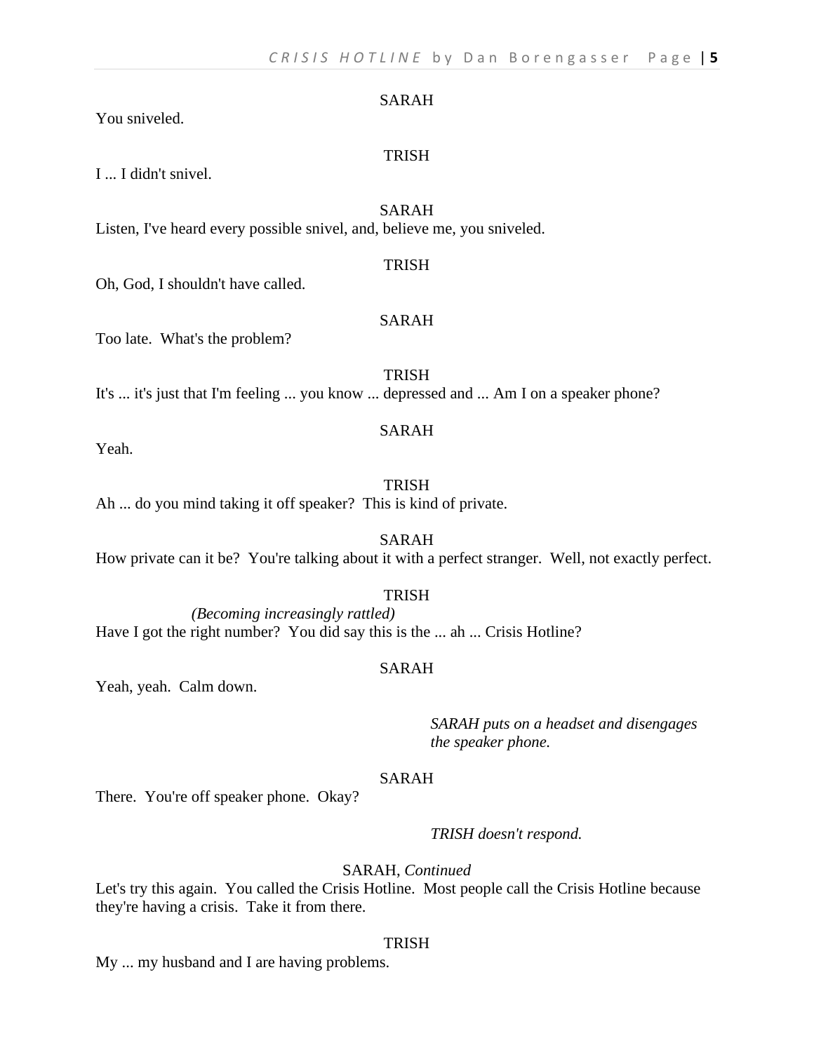SARAH

You sniveled.

TRISH

I ... I didn't snivel.

SARAH

Listen, I've heard every possible snivel, and, believe me, you sniveled.

TRISH

Oh, God, I shouldn't have called.

SARAH

Too late. What's the problem?

TRISH

It's ... it's just that I'm feeling ... you know ... depressed and ... Am I on a speaker phone?

SARAH

Yeah.

TRISH

Ah ... do you mind taking it off speaker? This is kind of private.

SARAH

How private can it be? You're talking about it with a perfect stranger. Well, not exactly perfect.

TRISH

*(Becoming increasingly rattled)*

Have I got the right number? You did say this is the ... ah ... Crisis Hotline?

SARAH

Yeah, yeah. Calm down.

*SARAH puts on a headset and disengages the speaker phone.*

SARAH

There. You're off speaker phone. Okay?

*TRISH doesn't respond.*

SARAH, *Continued*

Let's try this again. You called the Crisis Hotline. Most people call the Crisis Hotline because they're having a crisis. Take it from there.

TRISH

My ... my husband and I are having problems.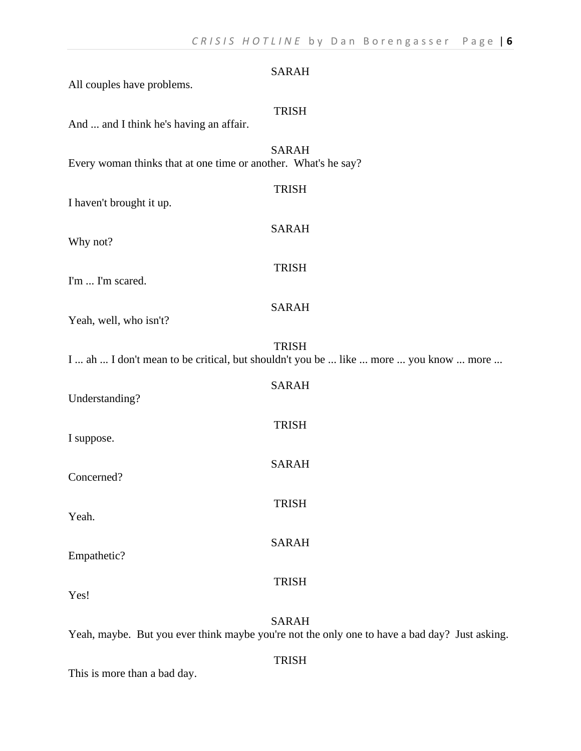SARAH

All couples have problems.

TRISH

And ... and I think he's having an affair.

SARAH

Every woman thinks that at one time or another.  What's he say?

TRISH

I haven't brought it up.

SARAH

Why not?

TRISH

I'm ... I'm scared.

SARAH

Yeah, well, who isn't?

TRISH

I ... ah ... I don't mean to be critical, but shouldn't you be ... like ... more ... you know ... more ...

SARAH

Understanding?

TRISH

I suppose.

SARAH

Concerned?

TRISH

Yeah.

SARAH

Empathetic?

TRISH

Yes!

SARAH

Yeah, maybe.  But you ever think maybe you're not the only one to have a bad day?  Just asking.

TRISH

This is more than a bad day.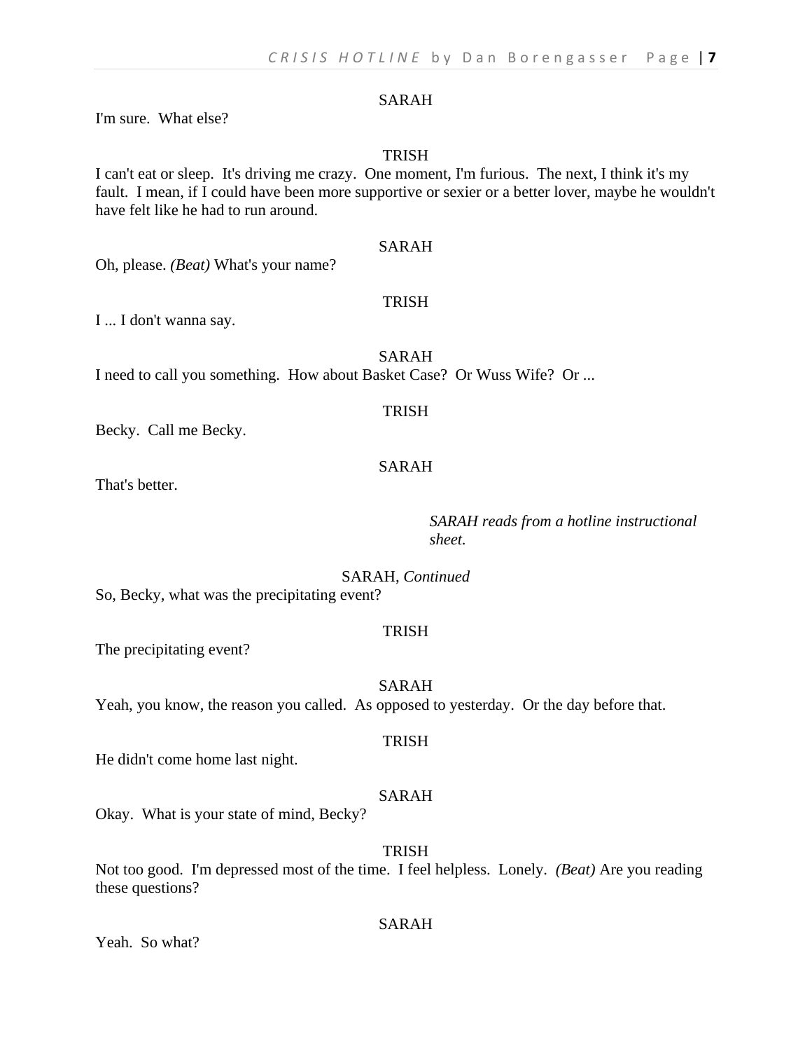SARAH

I'm sure.  What else?

TRISH

I can't eat or sleep.  It's driving me crazy.  One moment, I'm furious.  The next, I think it's my fault.  I mean, if I could have been more supportive or sexier or a better lover, maybe he wouldn't have felt like he had to run around.

SARAH

Oh, please. *(Beat)* What's your name?

TRISH

I ... I don't wanna say.

SARAH

I need to call you something.  How about Basket Case?  Or Wuss Wife?  Or ...

TRISH

Becky.  Call me Becky.

SARAH

That's better.

*SARAH reads from a hotline instructional sheet.*

SARAH, *Continued*

So, Becky, what was the precipitating event?

TRISH

The precipitating event?

SARAH

Yeah, you know, the reason you called.  As opposed to yesterday.  Or the day before that.

TRISH

He didn't come home last night.

SARAH

Okay.  What is your state of mind, Becky?

TRISH

Not too good.  I'm depressed most of the time.  I feel helpless.  Lonely.  *(Beat)* Are you reading these questions?

SARAH

Yeah.  So what?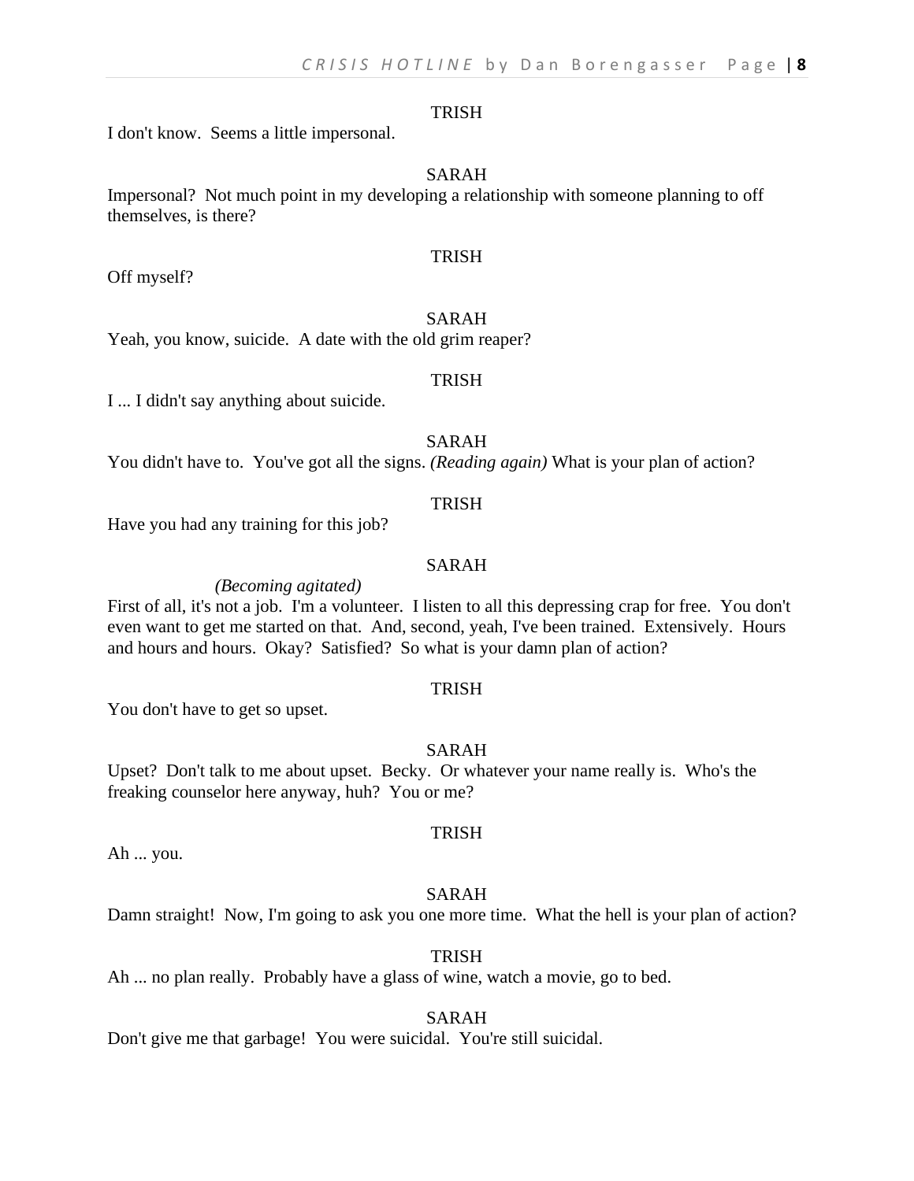TRISH

I don't know. Seems a little impersonal.

SARAH

Impersonal? Not much point in my developing a relationship with someone planning to off themselves, is there?

TRISH

Off myself?

SARAH

Yeah, you know, suicide. A date with the old grim reaper?

TRISH

I ... I didn't say anything about suicide.

SARAH

You didn't have to. You've got all the signs. *(Reading again)* What is your plan of action?

TRISH

Have you had any training for this job?

SARAH

*(Becoming agitated)*

First of all, it's not a job. I'm a volunteer. I listen to all this depressing crap for free. You don't even want to get me started on that. And, second, yeah, I've been trained. Extensively. Hours and hours and hours. Okay? Satisfied? So what is your damn plan of action?

TRISH

You don't have to get so upset.

SARAH

Upset? Don't talk to me about upset. Becky. Or whatever your name really is. Who's the freaking counselor here anyway, huh? You or me?

TRISH

Ah ... you.

SARAH

Damn straight! Now, I'm going to ask you one more time. What the hell is your plan of action?

TRISH

Ah ... no plan really. Probably have a glass of wine, watch a movie, go to bed.

SARAH

Don't give me that garbage! You were suicidal. You're still suicidal.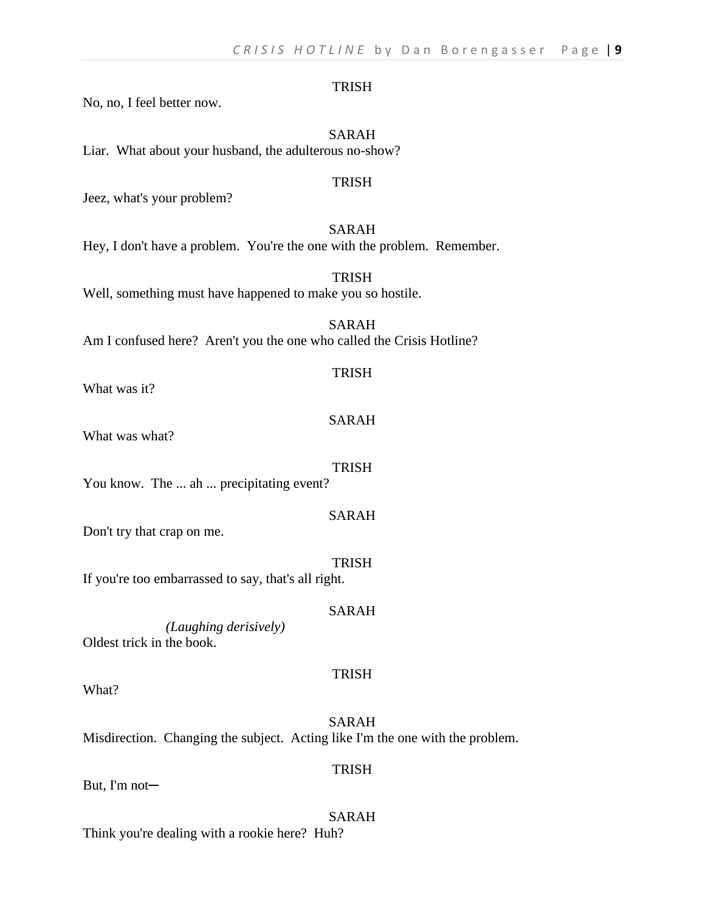TRISH

No, no, I feel better now.

SARAH

Liar. What about your husband, the adulterous no-show?

TRISH

Jeez, what's your problem?

SARAH

Hey, I don't have a problem. You're the one with the problem. Remember.

TRISH

Well, something must have happened to make you so hostile.

SARAH

Am I confused here? Aren't you the one who called the Crisis Hotline?

TRISH

What was it?

SARAH

What was what?

TRISH

You know. The ... ah ... precipitating event?

SARAH

Don't try that crap on me.

TRISH

If you're too embarrassed to say, that's all right.

SARAH

*(Laughing derisively)*

Oldest trick in the book.

TRISH

What?

SARAH

Misdirection. Changing the subject. Acting like I'm the one with the problem.

TRISH

But, I'm not—

SARAH

Think you're dealing with a rookie here? Huh?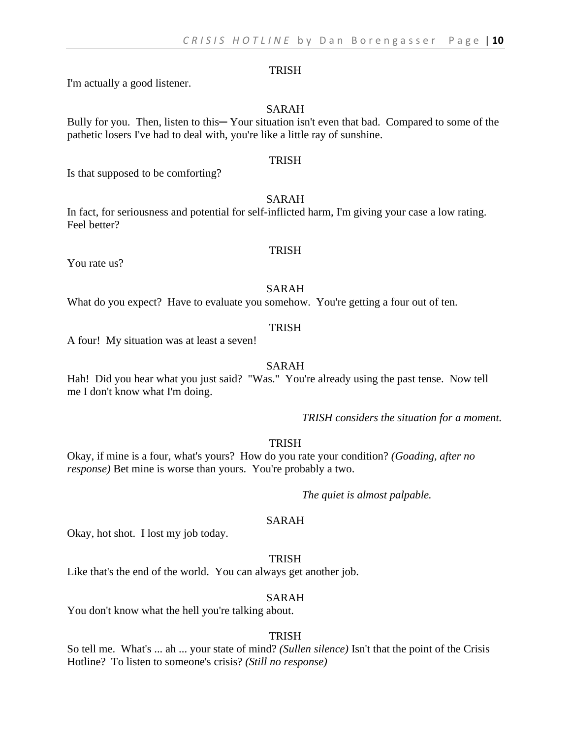TRISH

I'm actually a good listener.

SARAH

Bully for you. Then, listen to this─ Your situation isn't even that bad. Compared to some of the pathetic losers I've had to deal with, you're like a little ray of sunshine.

TRISH

Is that supposed to be comforting?

SARAH

In fact, for seriousness and potential for self-inflicted harm, I'm giving your case a low rating. Feel better?

TRISH

You rate us?

SARAH

What do you expect? Have to evaluate you somehow. You're getting a four out of ten.

TRISH

A four! My situation was at least a seven!

SARAH

Hah! Did you hear what you just said? "Was." You're already using the past tense. Now tell me I don't know what I'm doing.

*TRISH considers the situation for a moment.*

TRISH

Okay, if mine is a four, what's yours? How do you rate your condition? *(Goading, after no response)* Bet mine is worse than yours. You're probably a two.

*The quiet is almost palpable.*

SARAH

Okay, hot shot. I lost my job today.

TRISH

Like that's the end of the world. You can always get another job.

SARAH

You don't know what the hell you're talking about.

TRISH

So tell me. What's ... ah ... your state of mind? *(Sullen silence)* Isn't that the point of the Crisis Hotline? To listen to someone's crisis? *(Still no response)*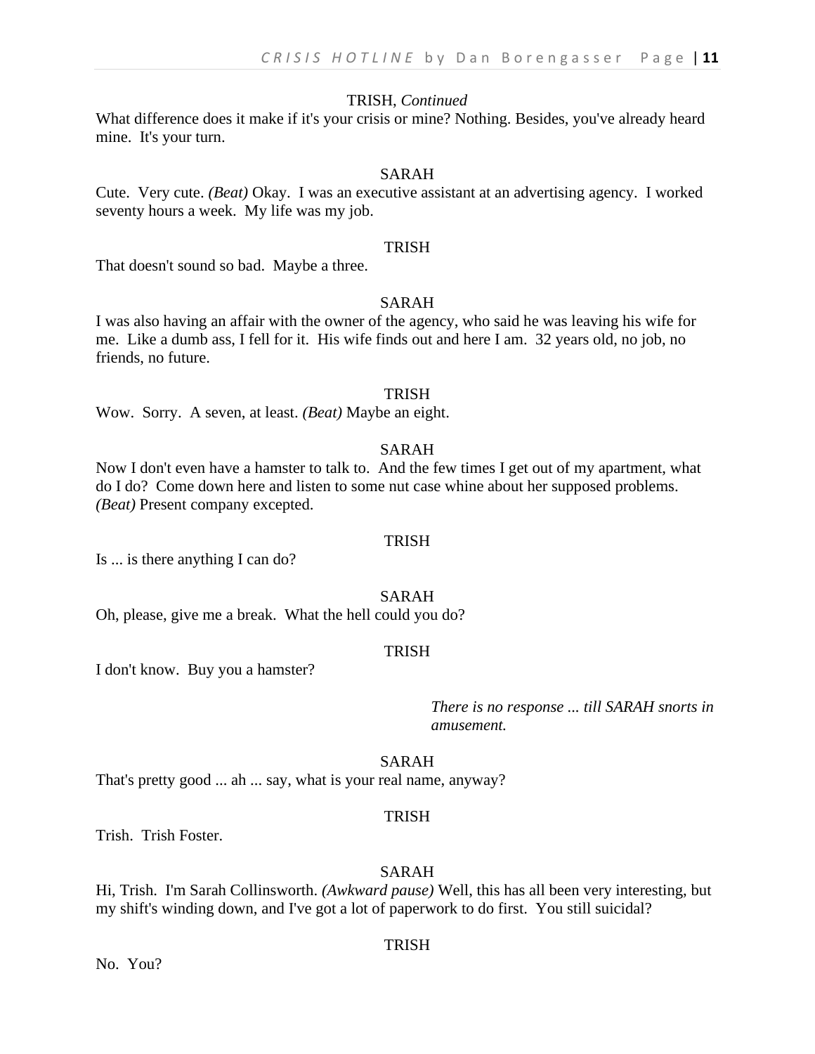TRISH, *Continued*

What difference does it make if it's your crisis or mine? Nothing. Besides, you've already heard mine. It's your turn.

SARAH

Cute. Very cute. *(Beat)* Okay. I was an executive assistant at an advertising agency. I worked seventy hours a week. My life was my job.

TRISH

That doesn't sound so bad. Maybe a three.

SARAH

I was also having an affair with the owner of the agency, who said he was leaving his wife for me. Like a dumb ass, I fell for it. His wife finds out and here I am. 32 years old, no job, no friends, no future.

TRISH

Wow. Sorry. A seven, at least. *(Beat)* Maybe an eight.

SARAH

Now I don't even have a hamster to talk to. And the few times I get out of my apartment, what do I do? Come down here and listen to some nut case whine about her supposed problems. *(Beat)* Present company excepted.

TRISH

Is ... is there anything I can do?

SARAH

Oh, please, give me a break. What the hell could you do?

TRISH

I don't know. Buy you a hamster?

*There is no response ... till SARAH snorts in amusement.*

SARAH

That's pretty good ... ah ... say, what is your real name, anyway?

TRISH

Trish. Trish Foster.

SARAH

Hi, Trish. I'm Sarah Collinsworth. *(Awkward pause)* Well, this has all been very interesting, but my shift's winding down, and I've got a lot of paperwork to do first. You still suicidal?

TRISH

No. You?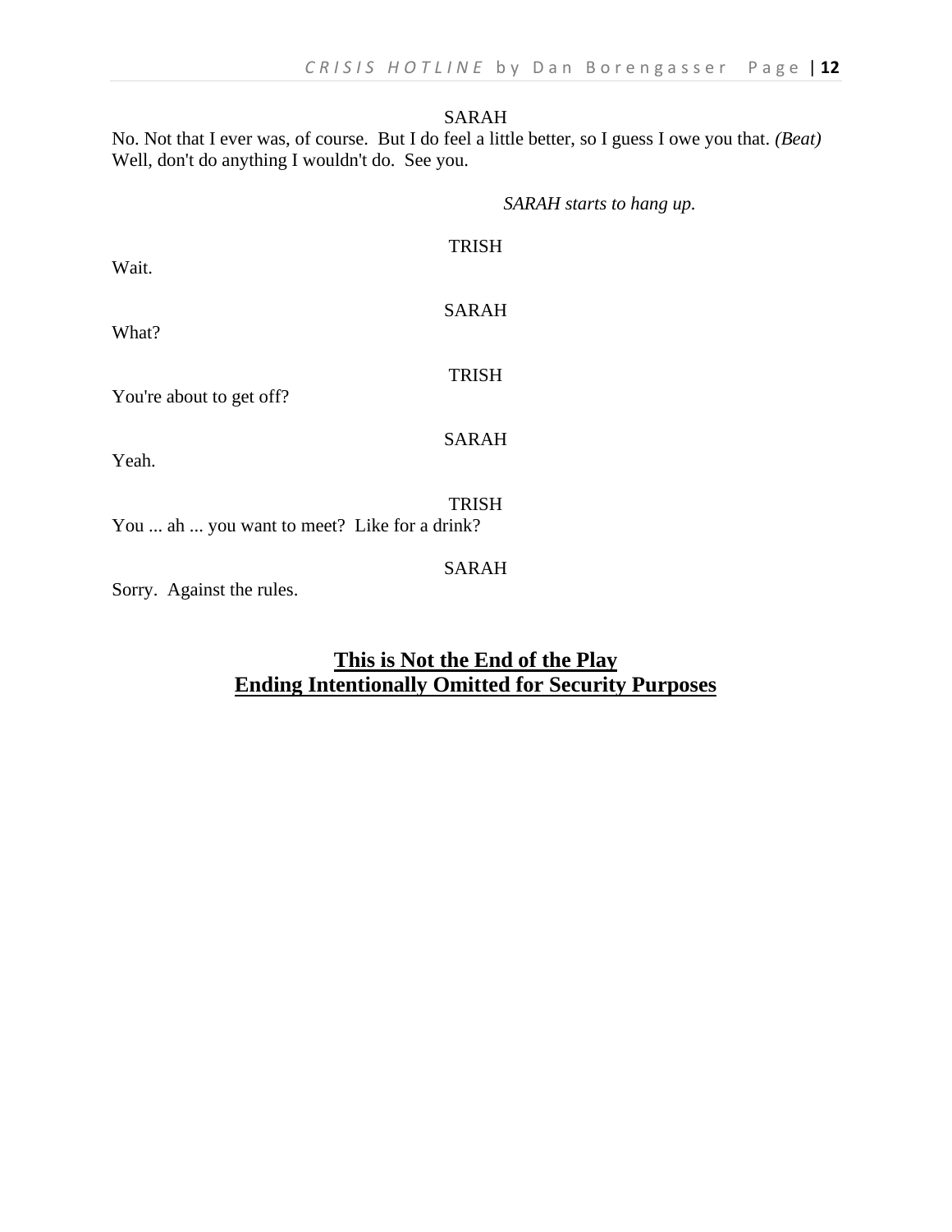SARAH

No. Not that I ever was, of course. But I do feel a little better, so I guess I owe you that. *(Beat)* Well, don't do anything I wouldn't do. See you.

*SARAH starts to hang up.*

TRISH

Wait.

SARAH

What?

TRISH

You're about to get off?

SARAH

Yeah.

TRISH

You ... ah ... you want to meet? Like for a drink?

SARAH

Sorry. Against the rules.

**This is Not the End of the Play**
**Ending Intentionally Omitted for Security Purposes**